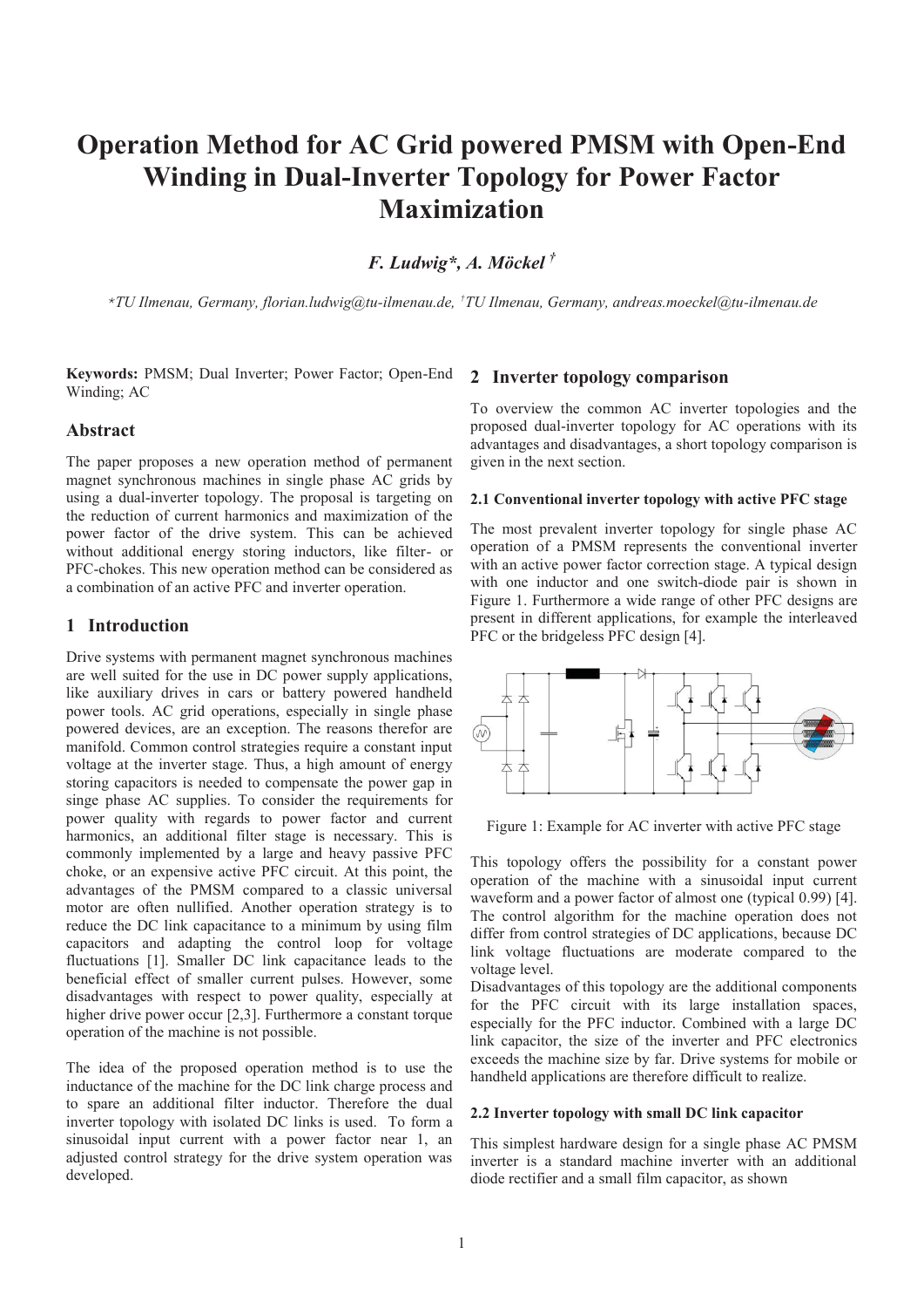# Operation Method for AC Grid powered PMSM with Open-End Winding in Dual-Inverter Topology for Power Factor Maximization

***F. Ludwig*, A. Möckel*** [†]

*TU Ilmenau, Germany, florian.ludwig@tu-ilmenau.de, [†]TU Ilmenau, Germany, andreas.moeckel@tu-ilmenau.de

**Keywords:** PMSM; Dual Inverter; Power Factor; Open-End Winding; AC

## Abstract

The paper proposes a new operation method of permanent magnet synchronous machines in single phase AC grids by using a dual-inverter topology. The proposal is targeting on the reduction of current harmonics and maximization of the power factor of the drive system. This can be achieved without additional energy storing inductors, like filter- or PFC-chokes. This new operation method can be considered as a combination of an active PFC and inverter operation.

## 1 Introduction

Drive systems with permanent magnet synchronous machines are well suited for the use in DC power supply applications, like auxiliary drives in cars or battery powered handheld power tools. AC grid operations, especially in single phase powered devices, are an exception. The reasons therefor are manifold. Common control strategies require a constant input voltage at the inverter stage. Thus, a high amount of energy storing capacitors is needed to compensate the power gap in singe phase AC supplies. To consider the requirements for power quality with regards to power factor and current harmonics, an additional filter stage is necessary. This is commonly implemented by a large and heavy passive PFC choke, or an expensive active PFC circuit. At this point, the advantages of the PMSM compared to a classic universal motor are often nullified. Another operation strategy is to reduce the DC link capacitance to a minimum by using film capacitors and adapting the control loop for voltage fluctuations [1]. Smaller DC link capacitance leads to the beneficial effect of smaller current pulses. However, some disadvantages with respect to power quality, especially at higher drive power occur [2,3]. Furthermore a constant torque operation of the machine is not possible.

The idea of the proposed operation method is to use the inductance of the machine for the DC link charge process and to spare an additional filter inductor. Therefore the dual inverter topology with isolated DC links is used. To form a sinusoidal input current with a power factor near 1, an adjusted control strategy for the drive system operation was developed.

## 2 Inverter topology comparison

To overview the common AC inverter topologies and the proposed dual-inverter topology for AC operations with its advantages and disadvantages, a short topology comparison is given in the next section.

### 2.1 Conventional inverter topology with active PFC stage

The most prevalent inverter topology for single phase AC operation of a PMSM represents the conventional inverter with an active power factor correction stage. A typical design with one inductor and one switch-diode pair is shown in Figure 1. Furthermore a wide range of other PFC designs are present in different applications, for example the interleaved PFC or the bridgeless PFC design [4].

Figure 1: Example for AC inverter with active PFC stage

This topology offers the possibility for a constant power operation of the machine with a sinusoidal input current waveform and a power factor of almost one (typical 0.99) [4]. The control algorithm for the machine operation does not differ from control strategies of DC applications, because DC link voltage fluctuations are moderate compared to the voltage level.

Disadvantages of this topology are the additional components for the PFC circuit with its large installation spaces, especially for the PFC inductor. Combined with a large DC link capacitor, the size of the inverter and PFC electronics exceeds the machine size by far. Drive systems for mobile or handheld applications are therefore difficult to realize.

### 2.2 Inverter topology with small DC link capacitor

This simplest hardware design for a single phase AC PMSM inverter is a standard machine inverter with an additional diode rectifier and a small film capacitor, as shown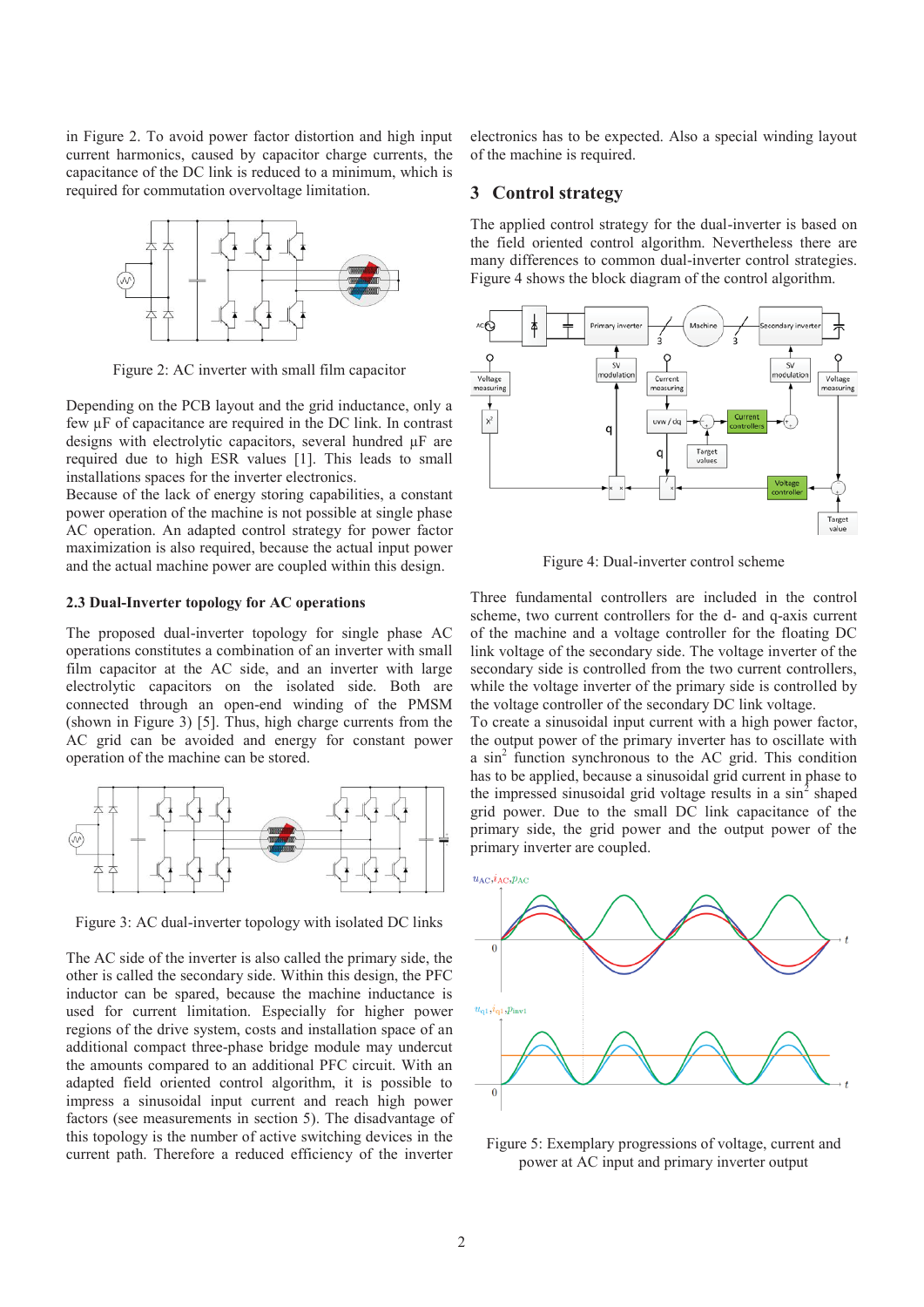in Figure 2. To avoid power factor distortion and high input current harmonics, caused by capacitor charge currents, the capacitance of the DC link is reduced to a minimum, which is required for commutation overvoltage limitation.

Figure 2: AC inverter with small film capacitor

Depending on the PCB layout and the grid inductance, only a few µF of capacitance are required in the DC link. In contrast designs with electrolytic capacitors, several hundred µF are required due to high ESR values [1]. This leads to small installations spaces for the inverter electronics.
Because of the lack of energy storing capabilities, a constant power operation of the machine is not possible at single phase AC operation. An adapted control strategy for power factor maximization is also required, because the actual input power and the actual machine power are coupled within this design.

### 2.3 Dual-Inverter topology for AC operations

The proposed dual-inverter topology for single phase AC operations constitutes a combination of an inverter with small film capacitor at the AC side, and an inverter with large electrolytic capacitors on the isolated side. Both are connected through an open-end winding of the PMSM (shown in Figure 3) [5]. Thus, high charge currents from the AC grid can be avoided and energy for constant power operation of the machine can be stored.

Figure 3: AC dual-inverter topology with isolated DC links

The AC side of the inverter is also called the primary side, the other is called the secondary side. Within this design, the PFC inductor can be spared, because the machine inductance is used for current limitation. Especially for higher power regions of the drive system, costs and installation space of an additional compact three-phase bridge module may undercut the amounts compared to an additional PFC circuit. With an adapted field oriented control algorithm, it is possible to impress a sinusoidal input current and reach high power factors (see measurements in section 5). The disadvantage of this topology is the number of active switching devices in the current path. Therefore a reduced efficiency of the inverter electronics has to be expected. Also a special winding layout of the machine is required.

## 3 Control strategy

The applied control strategy for the dual-inverter is based on the field oriented control algorithm. Nevertheless there are many differences to common dual-inverter control strategies. Figure 4 shows the block diagram of the control algorithm.

Figure 4: Dual-inverter control scheme

Three fundamental controllers are included in the control scheme, two current controllers for the d- and q-axis current of the machine and a voltage controller for the floating DC link voltage of the secondary side. The voltage inverter of the secondary side is controlled from the two current controllers, while the voltage inverter of the primary side is controlled by the voltage controller of the secondary DC link voltage.
To create a sinusoidal input current with a high power factor, the output power of the primary inverter has to oscillate with a $\sin^2$ function synchronous to the AC grid. This condition has to be applied, because a sinusoidal grid current in phase to the impressed sinusoidal grid voltage results in a $\sin^2$ shaped grid power. Due to the small DC link capacitance of the primary side, the grid power and the output power of the primary inverter are coupled.

Figure 5: Exemplary progressions of voltage, current and power at AC input and primary inverter output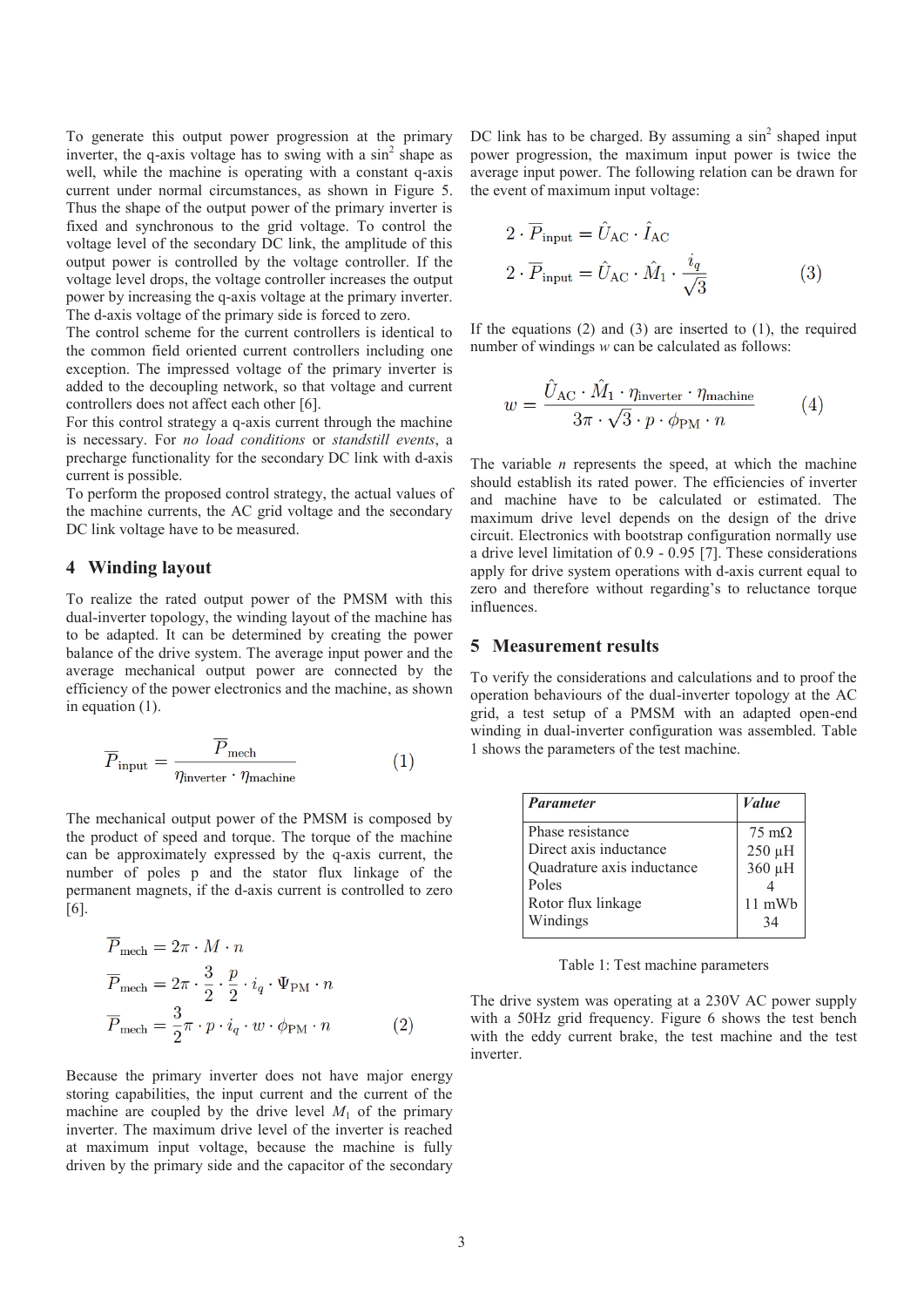To generate this output power progression at the primary inverter, the q-axis voltage has to swing with a $\sin^2$ shape as well, while the machine is operating with a constant q-axis current under normal circumstances, as shown in Figure 5. Thus the shape of the output power of the primary inverter is fixed and synchronous to the grid voltage. To control the voltage level of the secondary DC link, the amplitude of this output power is controlled by the voltage controller. If the voltage level drops, the voltage controller increases the output power by increasing the q-axis voltage at the primary inverter. The d-axis voltage of the primary side is forced to zero.

The control scheme for the current controllers is identical to the common field oriented current controllers including one exception. The impressed voltage of the primary inverter is added to the decoupling network, so that voltage and current controllers does not affect each other [6].

For this control strategy a q-axis current through the machine is necessary. For *no load conditions* or *standstill events*, a precharge functionality for the secondary DC link with d-axis current is possible.

To perform the proposed control strategy, the actual values of the machine currents, the AC grid voltage and the secondary DC link voltage have to be measured.

## 4 Winding layout

To realize the rated output power of the PMSM with this dual-inverter topology, the winding layout of the machine has to be adapted. It can be determined by creating the power balance of the drive system. The average input power and the average mechanical output power are connected by the efficiency of the power electronics and the machine, as shown in equation (1).

$$\overline{P}_{\text{input}} = \frac{\overline{P}_{\text{mech}}}{\eta_{\text{inverter}} \cdot \eta_{\text{machine}}} \tag{1}$$

The mechanical output power of the PMSM is composed by the product of speed and torque. The torque of the machine can be approximately expressed by the q-axis current, the number of poles p and the stator flux linkage of the permanent magnets, if the d-axis current is controlled to zero [6].

$$\begin{aligned}
\overline{P}_{\text{mech}} &= 2\pi \cdot M \cdot n \\
\overline{P}_{\text{mech}} &= 2\pi \cdot \frac{3}{2} \cdot \frac{p}{2} \cdot i_q \cdot \Psi_{\text{PM}} \cdot n \\
\overline{P}_{\text{mech}} &= \frac{3}{2}\pi \cdot p \cdot i_q \cdot w \cdot \phi_{\text{PM}} \cdot n
\end{aligned} \tag{2}$$

Because the primary inverter does not have major energy storing capabilities, the input current and the current of the machine are coupled by the drive level $M_1$ of the primary inverter. The maximum drive level of the inverter is reached at maximum input voltage, because the machine is fully driven by the primary side and the capacitor of the secondary DC link has to be charged. By assuming a $\sin^2$ shaped input power progression, the maximum input power is twice the average input power. The following relation can be drawn for the event of maximum input voltage:

$$\begin{aligned}
2 \cdot \overline{P}_{\text{input}} &= \hat{U}_{\text{AC}} \cdot \hat{I}_{\text{AC}} \\
2 \cdot \overline{P}_{\text{input}} &= \hat{U}_{\text{AC}} \cdot \hat{M}_1 \cdot \frac{i_q}{\sqrt{3}}
\end{aligned} \tag{3}$$

If the equations (2) and (3) are inserted to (1), the required number of windings $w$ can be calculated as follows:

$$w = \frac{\hat{U}_{\text{AC}} \cdot \hat{M}_1 \cdot \eta_{\text{inverter}} \cdot \eta_{\text{machine}}}{3\pi \cdot \sqrt{3} \cdot p \cdot \phi_{\text{PM}} \cdot n} \tag{4}$$

The variable $n$ represents the speed, at which the machine should establish its rated power. The efficiencies of inverter and machine have to be calculated or estimated. The maximum drive level depends on the design of the drive circuit. Electronics with bootstrap configuration normally use a drive level limitation of 0.9 - 0.95 [7]. These considerations apply for drive system operations with d-axis current equal to zero and therefore without regarding's to reluctance torque influences.

## 5 Measurement results

To verify the considerations and calculations and to proof the operation behaviours of the dual-inverter topology at the AC grid, a test setup of a PMSM with an adapted open-end winding in dual-inverter configuration was assembled. Table 1 shows the parameters of the test machine.

| ***Parameter*** | ***Value*** |
|---|---|
| Phase resistance | 75 mΩ |
| Direct axis inductance | 250 µH |
| Quadrature axis inductance | 360 µH |
| Poles | 4 |
| Rotor flux linkage | 11 mWb |
| Windings | 34 |

Table 1: Test machine parameters

The drive system was operating at a 230V AC power supply with a 50Hz grid frequency. Figure 6 shows the test bench with the eddy current brake, the test machine and the test inverter.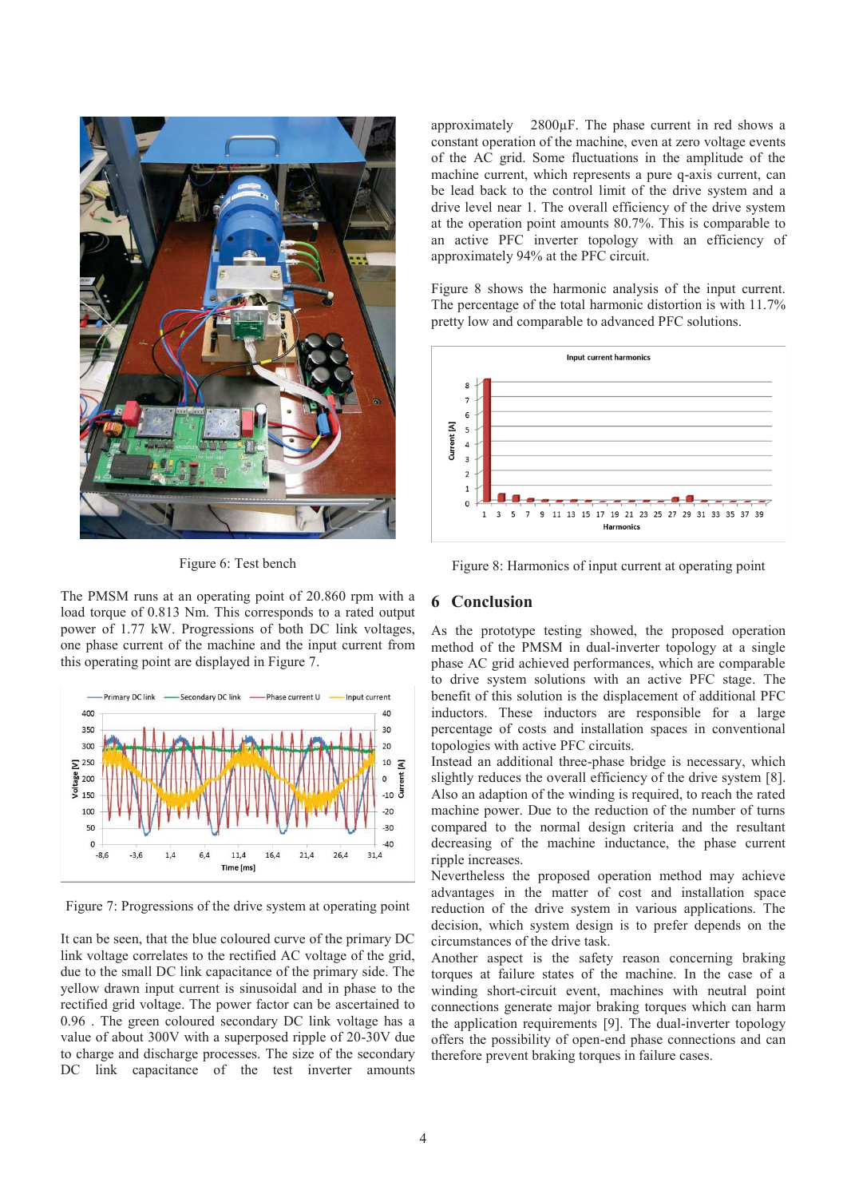Figure 6: Test bench

The PMSM runs at an operating point of 20.860 rpm with a load torque of 0.813 Nm. This corresponds to a rated output power of 1.77 kW. Progressions of both DC link voltages, one phase current of the machine and the input current from this operating point are displayed in Figure 7.

Figure 7: Progressions of the drive system at operating point

It can be seen, that the blue coloured curve of the primary DC link voltage correlates to the rectified AC voltage of the grid, due to the small DC link capacitance of the primary side. The yellow drawn input current is sinusoidal and in phase to the rectified grid voltage. The power factor can be ascertained to 0.96 . The green coloured secondary DC link voltage has a value of about 300V with a superposed ripple of 20-30V due to charge and discharge processes. The size of the secondary DC link capacitance of the test inverter amounts approximately 2800µF. The phase current in red shows a constant operation of the machine, even at zero voltage events of the AC grid. Some fluctuations in the amplitude of the machine current, which represents a pure q-axis current, can be lead back to the control limit of the drive system and a drive level near 1. The overall efficiency of the drive system at the operation point amounts 80.7%. This is comparable to an active PFC inverter topology with an efficiency of approximately 94% at the PFC circuit.

Figure 8 shows the harmonic analysis of the input current. The percentage of the total harmonic distortion is with 11.7% pretty low and comparable to advanced PFC solutions.

Figure 8: Harmonics of input current at operating point

## 6 Conclusion

As the prototype testing showed, the proposed operation method of the PMSM in dual-inverter topology at a single phase AC grid achieved performances, which are comparable to drive system solutions with an active PFC stage. The benefit of this solution is the displacement of additional PFC inductors. These inductors are responsible for a large percentage of costs and installation spaces in conventional topologies with active PFC circuits.
Instead an additional three-phase bridge is necessary, which slightly reduces the overall efficiency of the drive system [8]. Also an adaption of the winding is required, to reach the rated machine power. Due to the reduction of the number of turns compared to the normal design criteria and the resultant decreasing of the machine inductance, the phase current ripple increases.
Nevertheless the proposed operation method may achieve advantages in the matter of cost and installation space reduction of the drive system in various applications. The decision, which system design is to prefer depends on the circumstances of the drive task.
Another aspect is the safety reason concerning braking torques at failure states of the machine. In the case of a winding short-circuit event, machines with neutral point connections generate major braking torques which can harm the application requirements [9]. The dual-inverter topology offers the possibility of open-end phase connections and can therefore prevent braking torques in failure cases.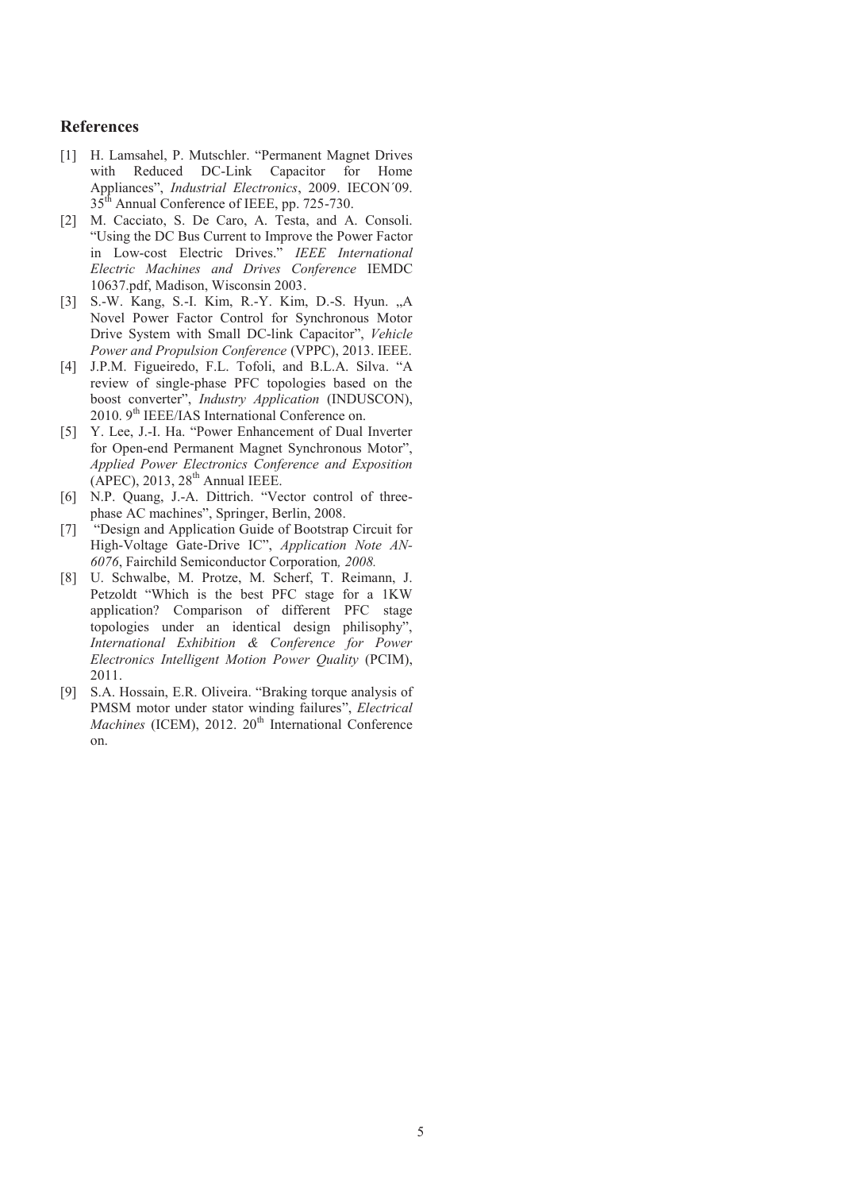## References

[1] H. Lamsahel, P. Mutschler. “Permanent Magnet Drives with Reduced DC-Link Capacitor for Home Appliances”, *Industrial Electronics*, 2009. IECON´09. 35th Annual Conference of IEEE, pp. 725-730.

[2] M. Cacciato, S. De Caro, A. Testa, and A. Consoli. “Using the DC Bus Current to Improve the Power Factor in Low-cost Electric Drives.” *IEEE International Electric Machines and Drives Conference* IEMDC 10637.pdf, Madison, Wisconsin 2003.

[3] S.-W. Kang, S.-I. Kim, R.-Y. Kim, D.-S. Hyun. „A Novel Power Factor Control for Synchronous Motor Drive System with Small DC-link Capacitor”, *Vehicle Power and Propulsion Conference* (VPPC), 2013. IEEE.

[4] J.P.M. Figueiredo, F.L. Tofoli, and B.L.A. Silva. “A review of single-phase PFC topologies based on the boost converter”, *Industry Application* (INDUSCON), 2010. 9th IEEE/IAS International Conference on.

[5] Y. Lee, J.-I. Ha. “Power Enhancement of Dual Inverter for Open-end Permanent Magnet Synchronous Motor”, *Applied Power Electronics Conference and Exposition* (APEC), 2013, 28th Annual IEEE.

[6] N.P. Quang, J.-A. Dittrich. “Vector control of three-phase AC machines”, Springer, Berlin, 2008.

[7] “Design and Application Guide of Bootstrap Circuit for High-Voltage Gate-Drive IC”, *Application Note AN-6076*, Fairchild Semiconductor Corporation*, 2008.*

[8] U. Schwalbe, M. Protze, M. Scherf, T. Reimann, J. Petzoldt “Which is the best PFC stage for a 1KW application? Comparison of different PFC stage topologies under an identical design philisophy”, *International Exhibition & Conference for Power Electronics Intelligent Motion Power Quality* (PCIM), 2011.

[9] S.A. Hossain, E.R. Oliveira. “Braking torque analysis of PMSM motor under stator winding failures”, *Electrical Machines* (ICEM), 2012. 20th International Conference on.